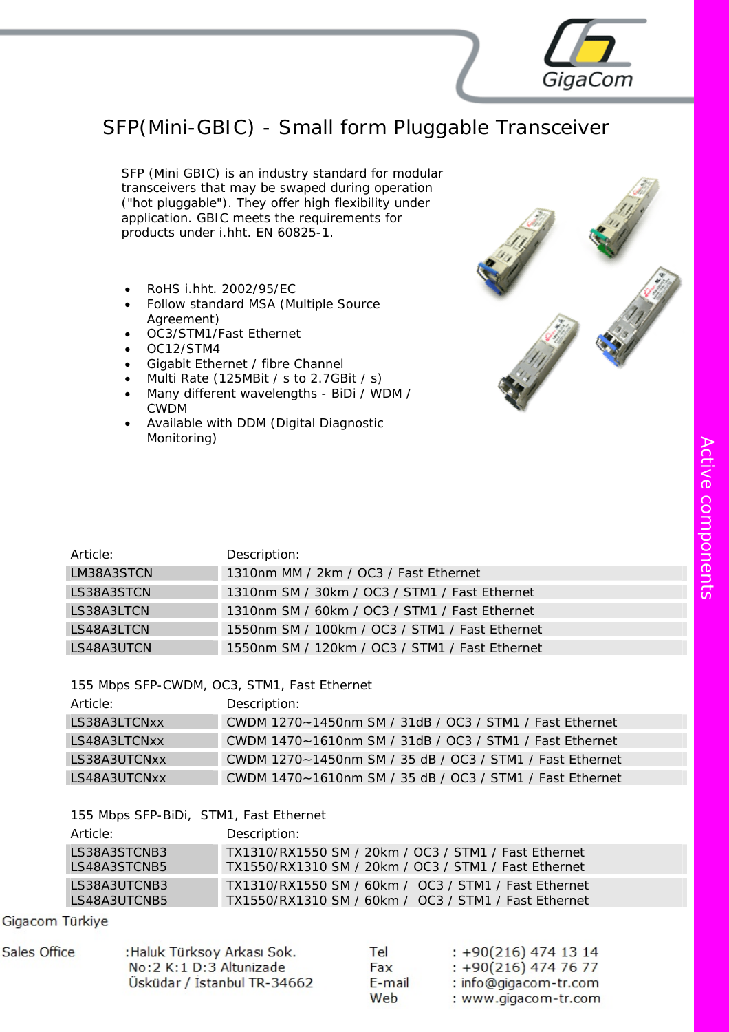# SFP(Mini-GBIC) - Small form Pluggable Transceiver

SFP (Mini GBIC) is an industry standard for modular transceivers that may be swaped during operation ("hot pluggable"). They offer high flexibility under application. GBIC meets the requirements for products under i.hht. EN 60825-1.

- RoHS i.hht. 2002/95/EC
- Follow standard MSA (Multiple Source Agreement)
- OC3/STM1/Fast Ethernet
- OC12/STM4
- Gigabit Ethernet / fibre Channel
- Multi Rate (125MBit / s to 2.7GBit / s)
- Many different wavelengths - BiDi / WDM / CWDM
- Available with DDM (Digital Diagnostic Monitoring)

| Article: | Description: |
|---|---|
| LM38A3STCN | 1310nm MM / 2km / OC3 / Fast Ethernet |
| LS38A3STCN | 1310nm SM / 30km / OC3 / STM1 / Fast Ethernet |
| LS38A3LTCN | 1310nm SM / 60km / OC3 / STM1 / Fast Ethernet |
| LS48A3LTCN | 1550nm SM / 100km / OC3 / STM1 / Fast Ethernet |
| LS48A3UTCN | 1550nm SM / 120km / OC3 / STM1 / Fast Ethernet |

155 Mbps SFP-CWDM, OC3, STM1, Fast Ethernet

| Article: | Description: |
|---|---|
| LS38A3LTCNxx | CWDM 1270~1450nm SM / 31dB / OC3 / STM1 / Fast Ethernet |
| LS48A3LTCNxx | CWDM 1470~1610nm SM / 31dB / OC3 / STM1 / Fast Ethernet |
| LS38A3UTCNxx | CWDM 1270~1450nm SM / 35 dB / OC3 / STM1 / Fast Ethernet |
| LS48A3UTCNxx | CWDM 1470~1610nm SM / 35 dB / OC3 / STM1 / Fast Ethernet |

155 Mbps SFP-BiDi, STM1, Fast Ethernet

| Article: | Description: |
|---|---|
| LS38A3STCNB3<br>LS48A3STCNB5 | TX1310/RX1550 SM / 20km / OC3 / STM1 / Fast Ethernet<br>TX1550/RX1310 SM / 20km / OC3 / STM1 / Fast Ethernet |
| LS38A3UTCNB3<br>LS48A3UTCNB5 | TX1310/RX1550 SM / 60km / OC3 / STM1 / Fast Ethernet<br>TX1550/RX1310 SM / 60km / OC3 / STM1 / Fast Ethernet |

Gigacom Türkiye

Sales Office :Haluk Türksoy Arkası Sok. No:2 K:1 D:3 Altunizade Üsküdar / İstanbul TR-34662

Tel : +90(216) 474 13 14
Fax : +90(216) 474 76 77
E-mail : info@gigacom-tr.com
Web : www.gigacom-tr.com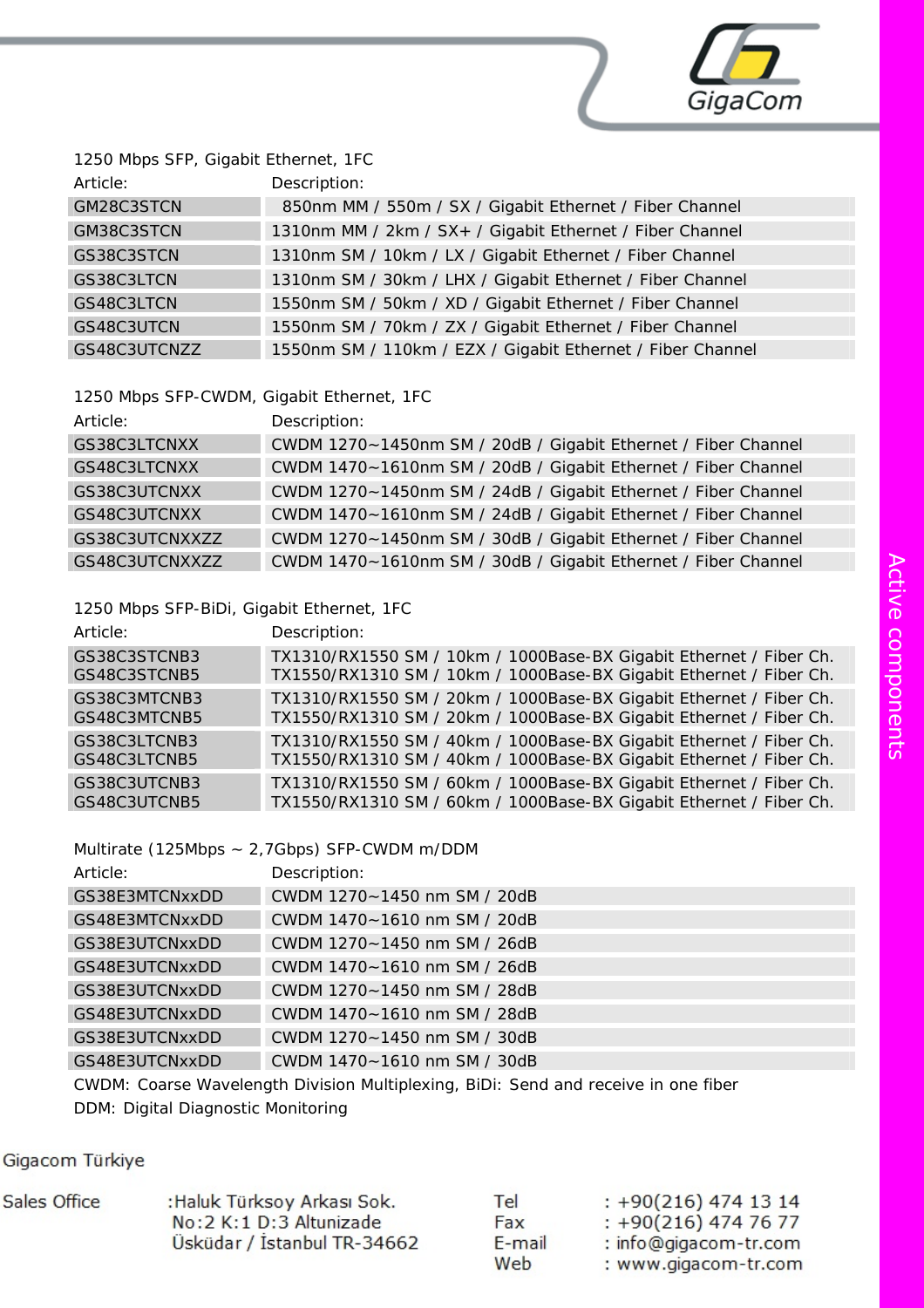### 1250 Mbps SFP, Gigabit Ethernet, 1FC

| Article: | Description: |
|---|---|
| GM28C3STCN | 850nm MM / 550m / SX / Gigabit Ethernet / Fiber Channel |
| GM38C3STCN | 1310nm MM / 2km / SX+ / Gigabit Ethernet / Fiber Channel |
| GS38C3STCN | 1310nm SM / 10km / LX / Gigabit Ethernet / Fiber Channel |
| GS38C3LTCN | 1310nm SM / 30km / LHX / Gigabit Ethernet / Fiber Channel |
| GS48C3LTCN | 1550nm SM / 50km / XD / Gigabit Ethernet / Fiber Channel |
| GS48C3UTCN | 1550nm SM / 70km / ZX / Gigabit Ethernet / Fiber Channel |
| GS48C3UTCNZZ | 1550nm SM / 110km / EZX / Gigabit Ethernet / Fiber Channel |

### 1250 Mbps SFP-CWDM, Gigabit Ethernet, 1FC

| Article: | Description: |
|---|---|
| GS38C3LTCNXX | CWDM 1270~1450nm SM / 20dB / Gigabit Ethernet / Fiber Channel |
| GS48C3LTCNXX | CWDM 1470~1610nm SM / 20dB / Gigabit Ethernet / Fiber Channel |
| GS38C3UTCNXX | CWDM 1270~1450nm SM / 24dB / Gigabit Ethernet / Fiber Channel |
| GS48C3UTCNXX | CWDM 1470~1610nm SM / 24dB / Gigabit Ethernet / Fiber Channel |
| GS38C3UTCNXXZZ | CWDM 1270~1450nm SM / 30dB / Gigabit Ethernet / Fiber Channel |
| GS48C3UTCNXXZZ | CWDM 1470~1610nm SM / 30dB / Gigabit Ethernet / Fiber Channel |

### 1250 Mbps SFP-BiDi, Gigabit Ethernet, 1FC

| Article: | Description: |
|---|---|
| GS38C3STCNB3 | TX1310/RX1550 SM / 10km / 1000Base-BX Gigabit Ethernet / Fiber Ch. |
| GS48C3STCNB5 | TX1550/RX1310 SM / 10km / 1000Base-BX Gigabit Ethernet / Fiber Ch. |
| GS38C3MTCNB3 | TX1310/RX1550 SM / 20km / 1000Base-BX Gigabit Ethernet / Fiber Ch. |
| GS48C3MTCNB5 | TX1550/RX1310 SM / 20km / 1000Base-BX Gigabit Ethernet / Fiber Ch. |
| GS38C3LTCNB3 | TX1310/RX1550 SM / 40km / 1000Base-BX Gigabit Ethernet / Fiber Ch. |
| GS48C3LTCNB5 | TX1550/RX1310 SM / 40km / 1000Base-BX Gigabit Ethernet / Fiber Ch. |
| GS38C3UTCNB3 | TX1310/RX1550 SM / 60km / 1000Base-BX Gigabit Ethernet / Fiber Ch. |
| GS48C3UTCNB5 | TX1550/RX1310 SM / 60km / 1000Base-BX Gigabit Ethernet / Fiber Ch. |

### Multirate (125Mbps ~ 2,7Gbps) SFP-CWDM m/DDM

| Article: | Description: |
|---|---|
| GS38E3MTCNxxDD | CWDM 1270~1450 nm SM / 20dB |
| GS48E3MTCNxxDD | CWDM 1470~1610 nm SM / 20dB |
| GS38E3UTCNxxDD | CWDM 1270~1450 nm SM / 26dB |
| GS48E3UTCNxxDD | CWDM 1470~1610 nm SM / 26dB |
| GS38E3UTCNxxDD | CWDM 1270~1450 nm SM / 28dB |
| GS48E3UTCNxxDD | CWDM 1470~1610 nm SM / 28dB |
| GS38E3UTCNxxDD | CWDM 1270~1450 nm SM / 30dB |
| GS48E3UTCNxxDD | CWDM 1470~1610 nm SM / 30dB |

CWDM: Coarse Wavelength Division Multiplexing, BiDi: Send and receive in one fiber

DDM: Digital Diagnostic Monitoring

Gigacom Türkiye

| | | | |
|---|---|---|---|
| Sales Office | :Haluk Türksoy Arkası Sok. No:2 K:1 D:3 Altunizade Üsküdar / İstanbul TR-34662 | Tel | : +90(216) 474 13 14 |
| | | Fax | : +90(216) 474 76 77 |
| | | E-mail | : info@gigacom-tr.com |
| | | Web | : www.gigacom-tr.com |